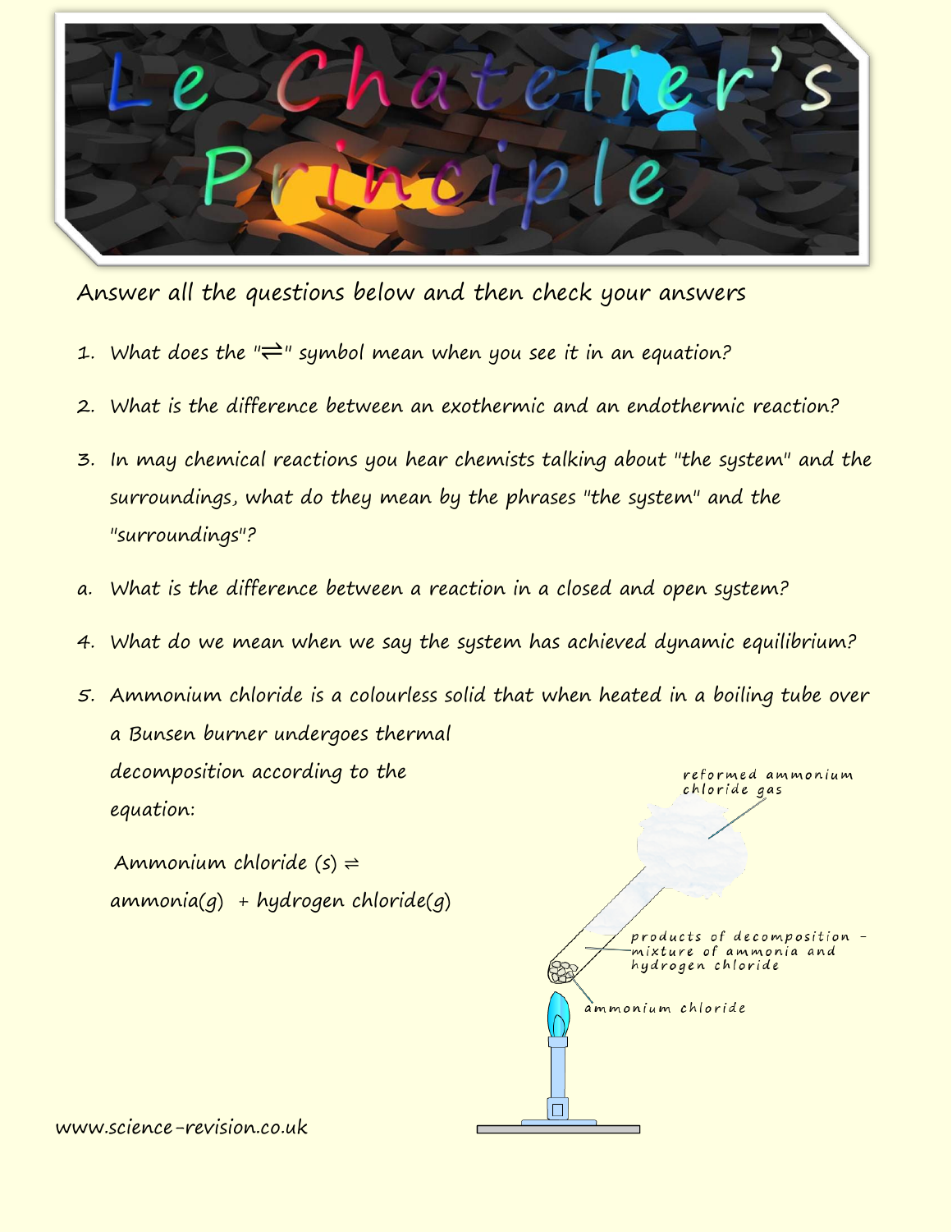# Le Chatelier's Principle

Answer all the questions below and then check your answers

1. What does the "⇌" symbol mean when you see it in an equation?
2. What is the difference between an exothermic and an endothermic reaction?
3. In may chemical reactions you hear chemists talking about "the system" and the surroundings, what do they mean by the phrases "the system" and the "surroundings"?

a. What is the difference between a reaction in a closed and open system?

4. What do we mean when we say the system has achieved dynamic equilibrium?
5. Ammonium chloride is a colourless solid that when heated in a boiling tube over a Bunsen burner undergoes thermal decomposition according to the equation:

   Ammonium chloride (s) ⇌ ammonia(g) + hydrogen chloride(g)

reformed ammonium chloride gas

products of decomposition - mixture of ammonia and hydrogen chloride

ammonium chloride

www.science-revision.co.uk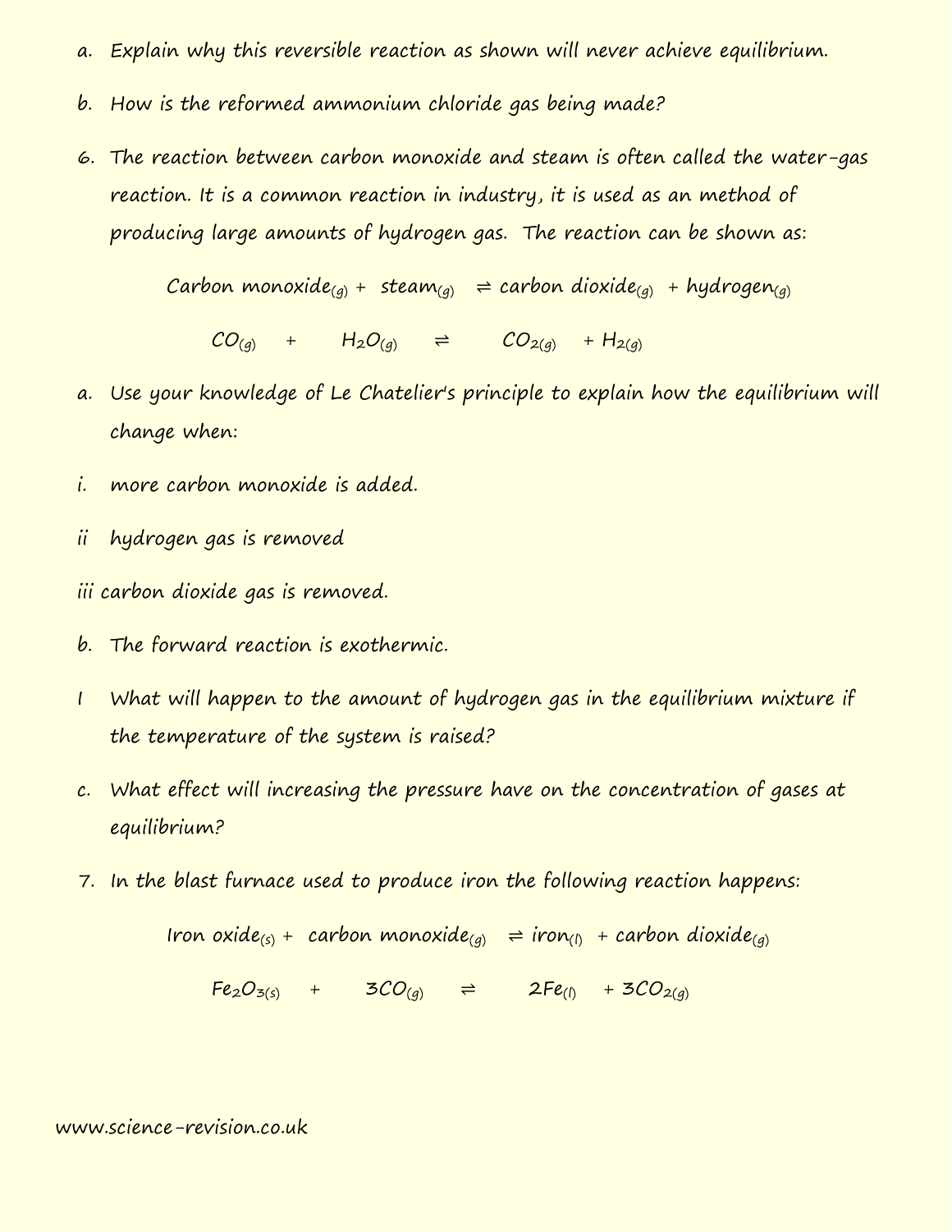a. Explain why this reversible reaction as shown will never achieve equilibrium.

b. How is the reformed ammonium chloride gas being made?

6. The reaction between carbon monoxide and steam is often called the water-gas reaction. It is a common reaction in industry, it is used as an method of producing large amounts of hydrogen gas. The reaction can be shown as:

$$\text{Carbon monoxide}_{(g)} + \text{steam}_{(g)} \rightleftharpoons \text{carbon dioxide}_{(g)} + \text{hydrogen}_{(g)}$$

$$CO_{(g)} + H_2O_{(g)} \rightleftharpoons CO_{2(g)} + H_{2(g)}$$

a. Use your knowledge of Le Chatelier's principle to explain how the equilibrium will change when:

i. more carbon monoxide is added.

ii hydrogen gas is removed

iii carbon dioxide gas is removed.

b. The forward reaction is exothermic.

I What will happen to the amount of hydrogen gas in the equilibrium mixture if the temperature of the system is raised?

c. What effect will increasing the pressure have on the concentration of gases at equilibrium?

7. In the blast furnace used to produce iron the following reaction happens:

$$\text{Iron oxide}_{(s)} + \text{carbon monoxide}_{(g)} \rightleftharpoons \text{iron}_{(l)} + \text{carbon dioxide}_{(g)}$$

$$Fe_2O_{3(s)} + 3CO_{(g)} \rightleftharpoons 2Fe_{(l)} + 3CO_{2(g)}$$

www.science-revision.co.uk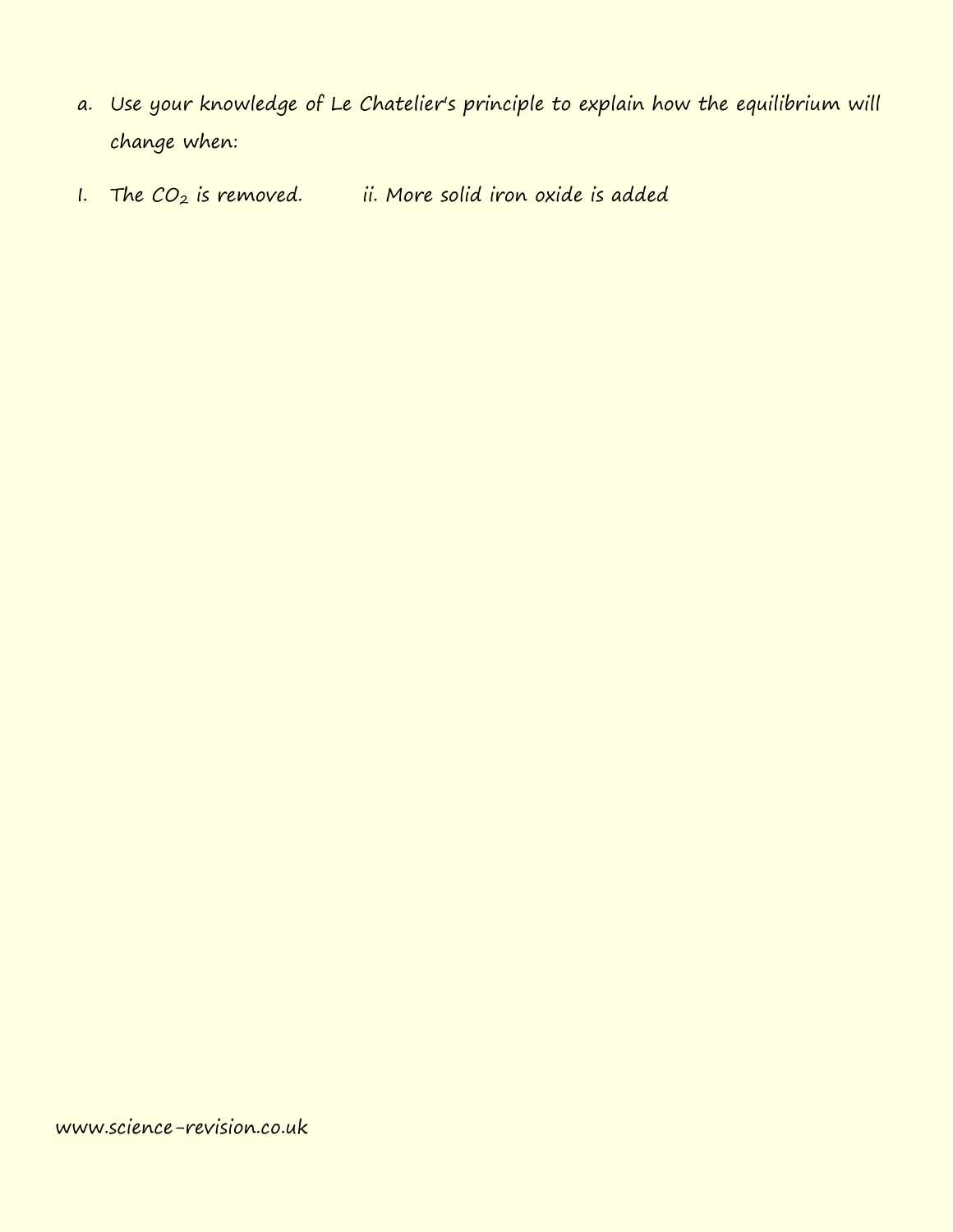a. Use your knowledge of Le Chatelier's principle to explain how the equilibrium will change when:

I. The $CO_2$ is removed. ii. More solid iron oxide is added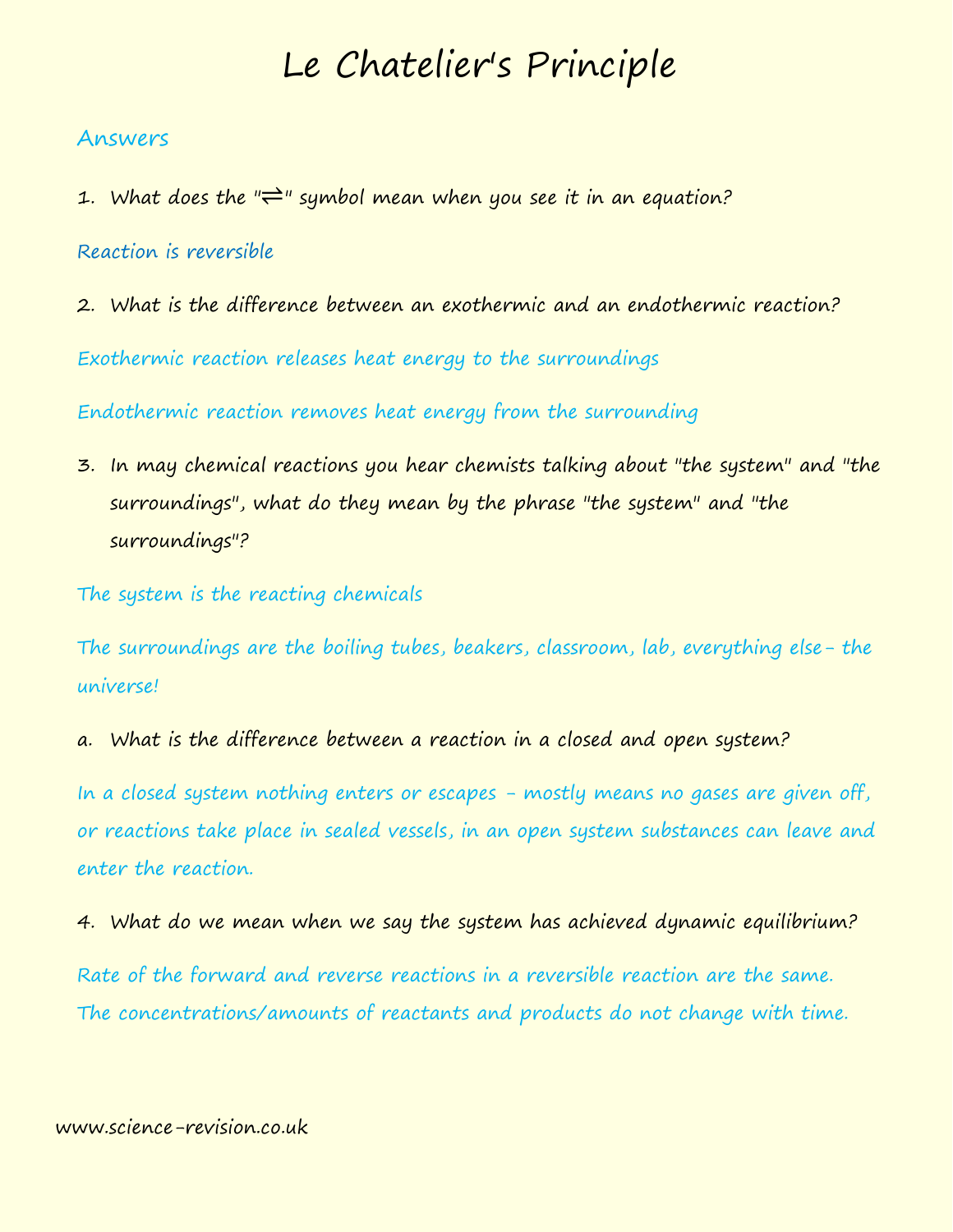# Le Chatelier's Principle

## Answers

1. What does the "⇌" symbol mean when you see it in an equation?

Reaction is reversible

2. What is the difference between an exothermic and an endothermic reaction?

Exothermic reaction releases heat energy to the surroundings

Endothermic reaction removes heat energy from the surrounding

3. In may chemical reactions you hear chemists talking about "the system" and "the surroundings", what do they mean by the phrase "the system" and "the surroundings"?

The system is the reacting chemicals

The surroundings are the boiling tubes, beakers, classroom, lab, everything else- the universe!

a. What is the difference between a reaction in a closed and open system?

In a closed system nothing enters or escapes - mostly means no gases are given off, or reactions take place in sealed vessels, in an open system substances can leave and enter the reaction.

4. What do we mean when we say the system has achieved dynamic equilibrium?

Rate of the forward and reverse reactions in a reversible reaction are the same. The concentrations/amounts of reactants and products do not change with time.

www.science-revision.co.uk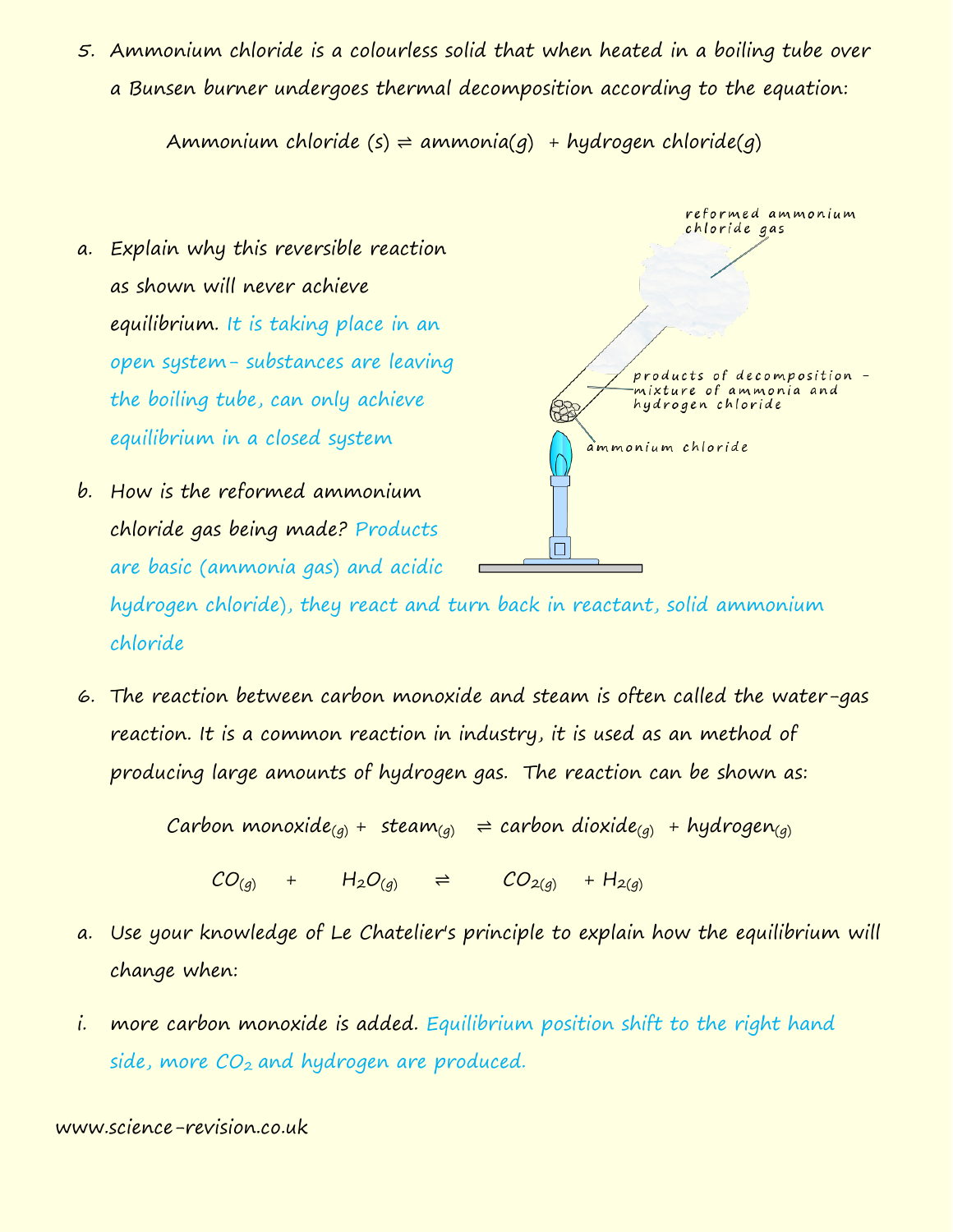5. Ammonium chloride is a colourless solid that when heated in a boiling tube over a Bunsen burner undergoes thermal decomposition according to the equation:

$$\text{Ammonium chloride (s)} \rightleftharpoons \text{ammonia(g)} + \text{hydrogen chloride(g)}$$

reformed ammonium chloride gas

products of decomposition – mixture of ammonia and hydrogen chloride

ammonium chloride

a. Explain why this reversible reaction as shown will never achieve equilibrium. It is taking place in an open system– substances are leaving the boiling tube, can only achieve equilibrium in a closed system

b. How is the reformed ammonium chloride gas being made? Products are basic (ammonia gas) and acidic hydrogen chloride), they react and turn back in reactant, solid ammonium chloride

6. The reaction between carbon monoxide and steam is often called the water-gas reaction. It is a common reaction in industry, it is used as an method of producing large amounts of hydrogen gas. The reaction can be shown as:

$$\text{Carbon monoxide}_{(g)} + \text{steam}_{(g)} \rightleftharpoons \text{carbon dioxide}_{(g)} + \text{hydrogen}_{(g)}$$

$$CO_{(g)} + H_2O_{(g)} \rightleftharpoons CO_{2(g)} + H_{2(g)}$$

a. Use your knowledge of Le Chatelier's principle to explain how the equilibrium will change when:

i. more carbon monoxide is added. Equilibrium position shift to the right hand side, more $CO_2$ and hydrogen are produced.

www.science-revision.co.uk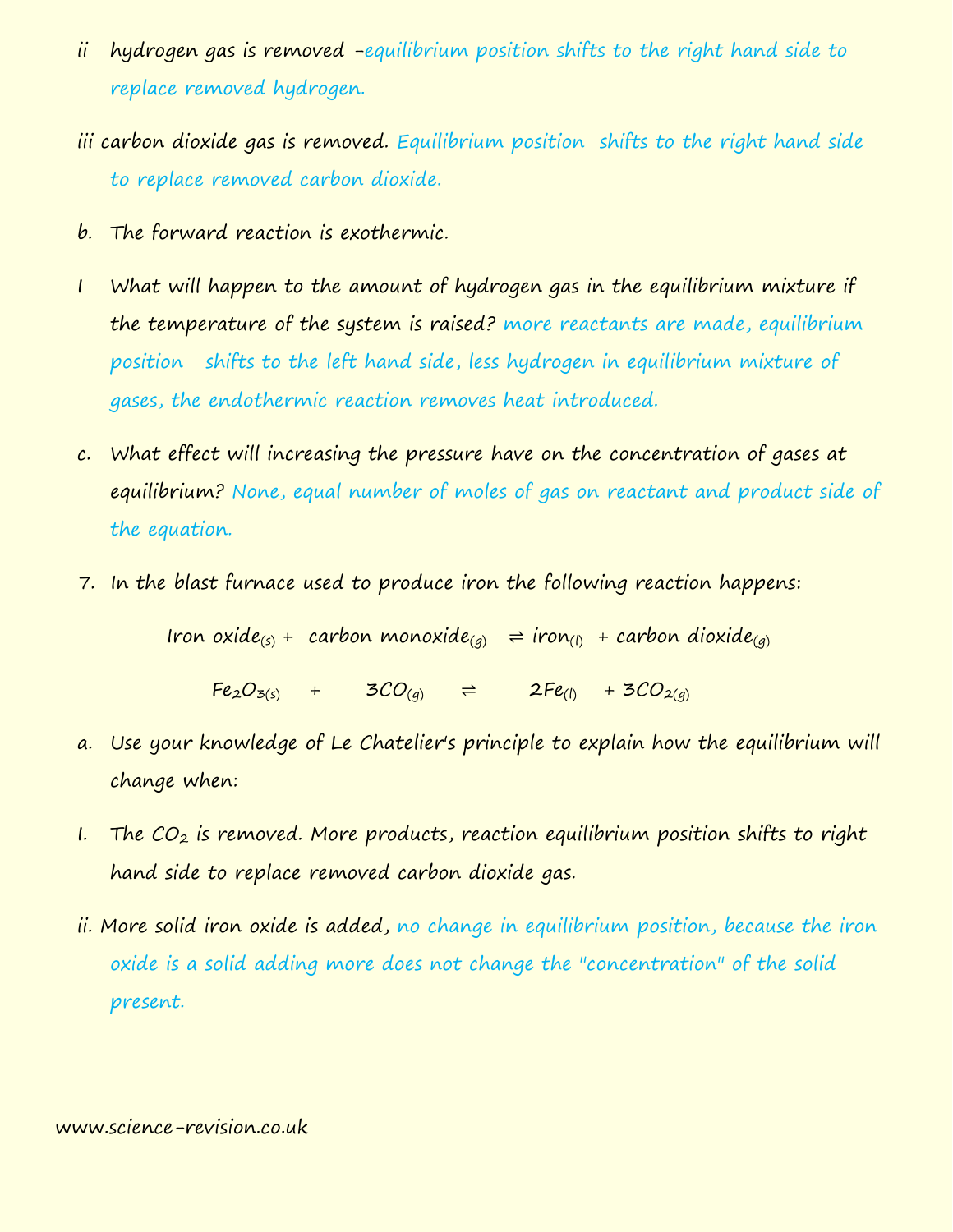ii hydrogen gas is removed –equilibrium position shifts to the right hand side to replace removed hydrogen.

iii carbon dioxide gas is removed. Equilibrium position shifts to the right hand side to replace removed carbon dioxide.

b. The forward reaction is exothermic.

I What will happen to the amount of hydrogen gas in the equilibrium mixture if the temperature of the system is raised? more reactants are made, equilibrium position shifts to the left hand side, less hydrogen in equilibrium mixture of gases, the endothermic reaction removes heat introduced.

c. What effect will increasing the pressure have on the concentration of gases at equilibrium? None, equal number of moles of gas on reactant and product side of the equation.

7. In the blast furnace used to produce iron the following reaction happens:

$$\text{Iron oxide}_{(s)} + \text{carbon monoxide}_{(g)} \rightleftharpoons \text{iron}_{(l)} + \text{carbon dioxide}_{(g)}$$

$$Fe_2O_{3(s)} + 3CO_{(g)} \rightleftharpoons 2Fe_{(l)} + 3CO_{2(g)}$$

a. Use your knowledge of Le Chatelier's principle to explain how the equilibrium will change when:

I. The $CO_2$ is removed. More products, reaction equilibrium position shifts to right hand side to replace removed carbon dioxide gas.

ii. More solid iron oxide is added, no change in equilibrium position, because the iron oxide is a solid adding more does not change the "concentration" of the solid present.

www.science-revision.co.uk